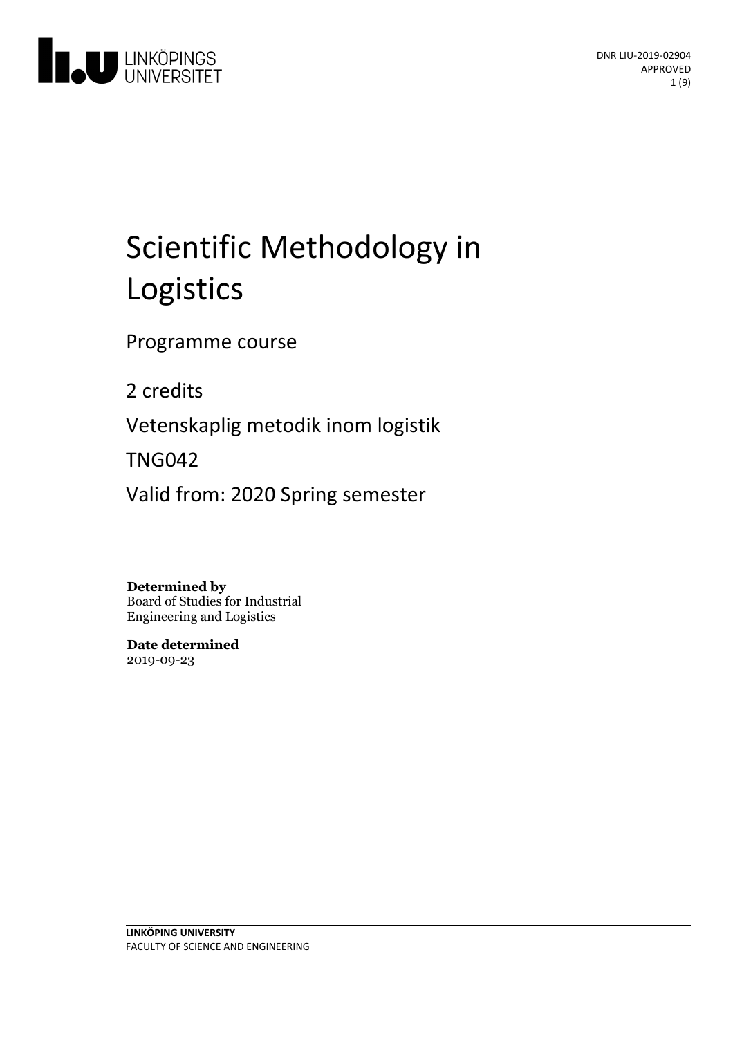DNR LIU-2019-02904
APPROVED

# Scientific Methodology in Logistics

Programme course

2 credits

Vetenskaplig metodik inom logistik

TNG042

Valid from: 2020 Spring semester

**Determined by**
Board of Studies for Industrial Engineering and Logistics

**Date determined**
2019-09-23

**LINKÖPING UNIVERSITY**
FACULTY OF SCIENCE AND ENGINEERING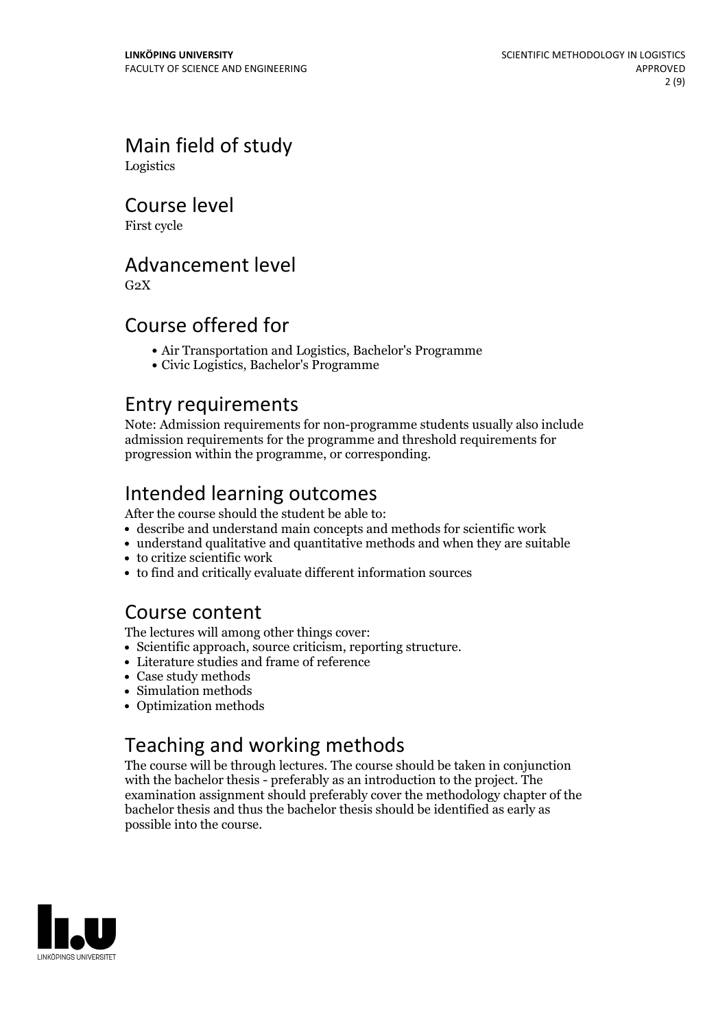## Main field of study

Logistics

## Course level

First cycle

## Advancement level

G2X

## Course offered for

- Air Transportation and Logistics, Bachelor's Programme
- Civic Logistics, Bachelor's Programme

## Entry requirements

Note: Admission requirements for non-programme students usually also include admission requirements for the programme and threshold requirements for progression within the programme, or corresponding.

## Intended learning outcomes

After the course should the student be able to:

- describe and understand main concepts and methods for scientific work
- understand qualitative and quantitative methods and when they are suitable
- to critize scientific work
- to find and critically evaluate different information sources

## Course content

The lectures will among other things cover:

- Scientific approach, source criticism, reporting structure.
- Literature studies and frame of reference
- Case study methods
- Simulation methods
- Optimization methods

## Teaching and working methods

The course will be through lectures. The course should be taken in conjunction with the bachelor thesis - preferably as an introduction to the project. The examination assignment should preferably cover the methodology chapter of the bachelor thesis and thus the bachelor thesis should be identified as early as possible into the course.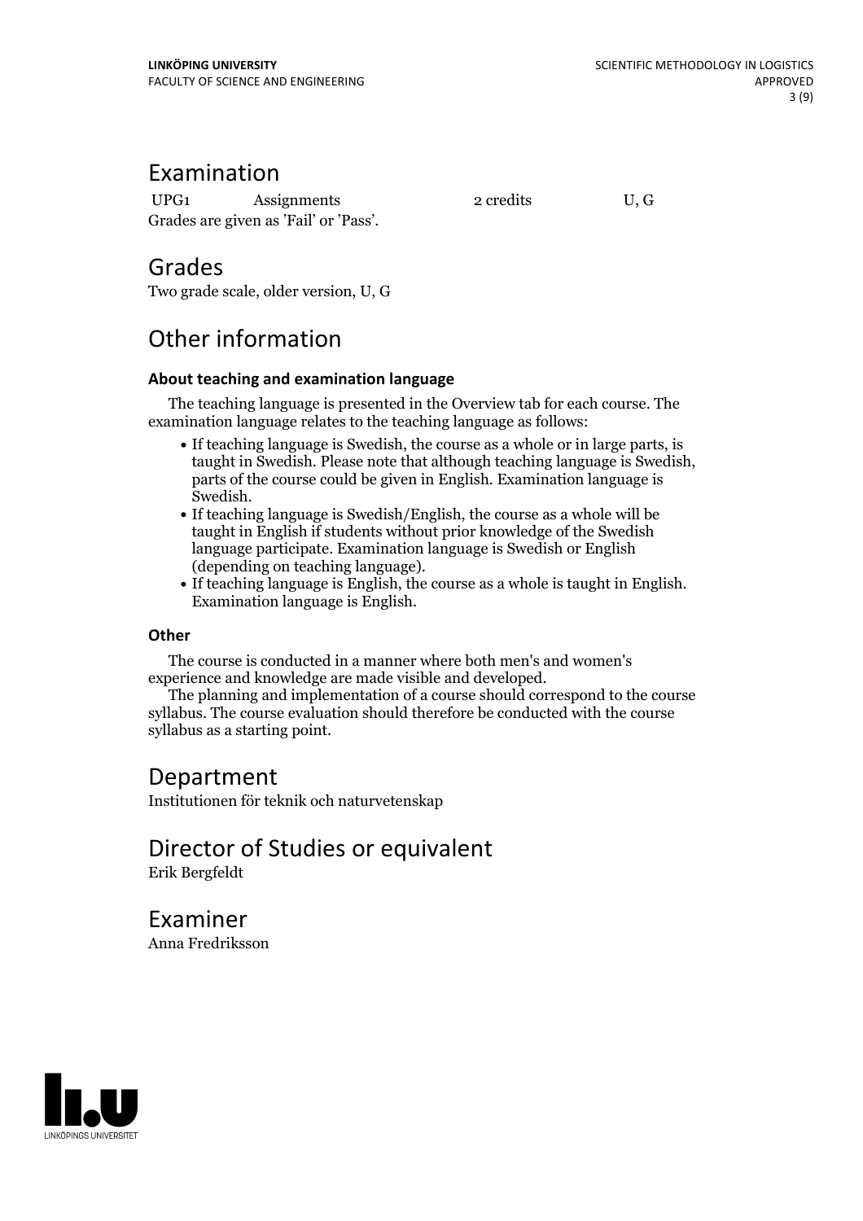## Examination

| UPG1 | Assignments | 2 credits | U, G |
|---|---|---|---|

Grades are given as 'Fail' or 'Pass'.

## Grades

Two grade scale, older version, U, G

## Other information

### About teaching and examination language

The teaching language is presented in the Overview tab for each course. The examination language relates to the teaching language as follows:

- If teaching language is Swedish, the course as a whole or in large parts, is taught in Swedish. Please note that although teaching language is Swedish, parts of the course could be given in English. Examination language is Swedish.
- If teaching language is Swedish/English, the course as a whole will be taught in English if students without prior knowledge of the Swedish language participate. Examination language is Swedish or English (depending on teaching language).
- If teaching language is English, the course as a whole is taught in English. Examination language is English.

### Other

The course is conducted in a manner where both men's and women's experience and knowledge are made visible and developed.

The planning and implementation of a course should correspond to the course syllabus. The course evaluation should therefore be conducted with the course syllabus as a starting point.

## Department

Institutionen för teknik och naturvetenskap

## Director of Studies or equivalent

Erik Bergfeldt

## Examiner

Anna Fredriksson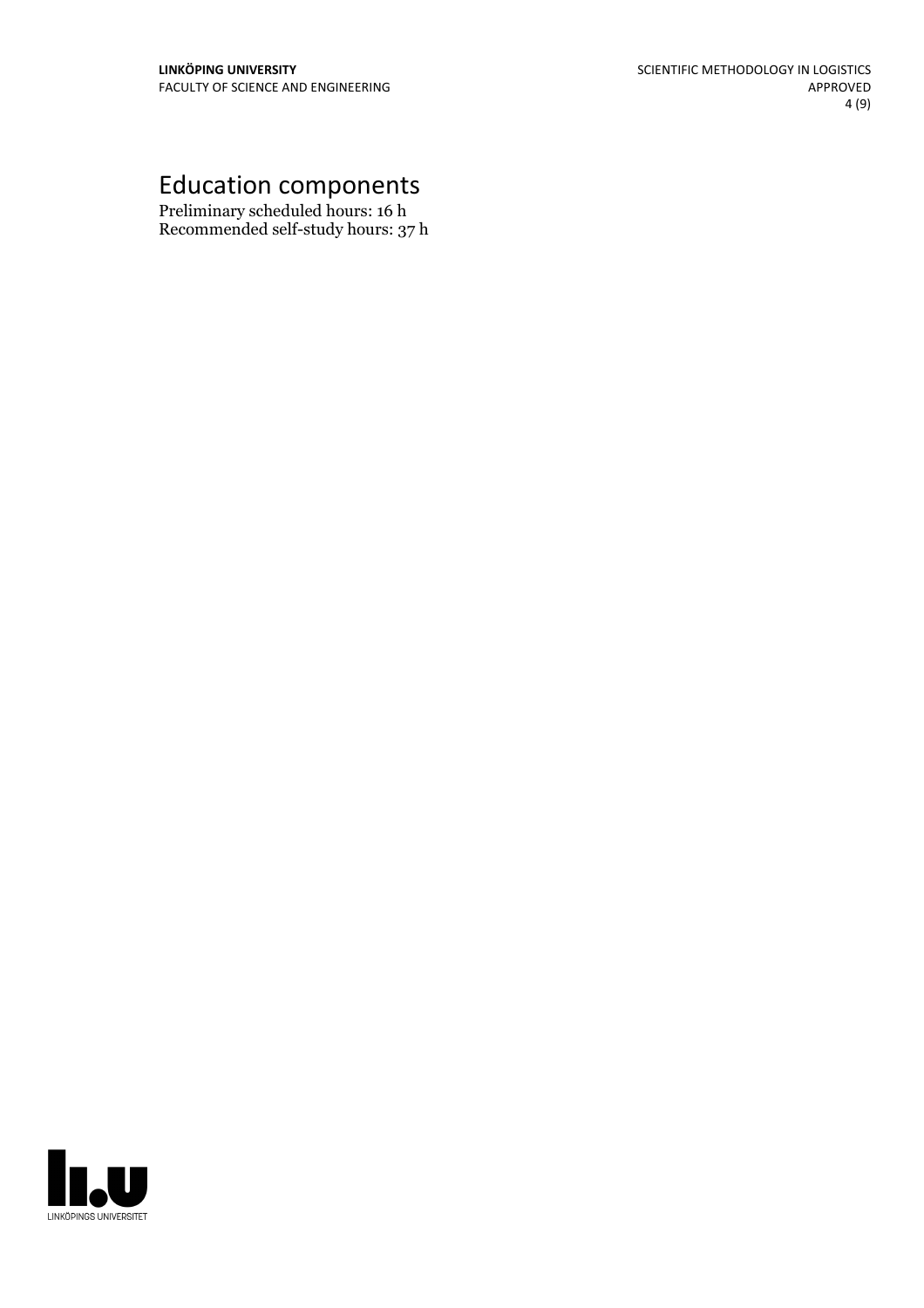# Education components

Preliminary scheduled hours: 16 h
Recommended self-study hours: 37 h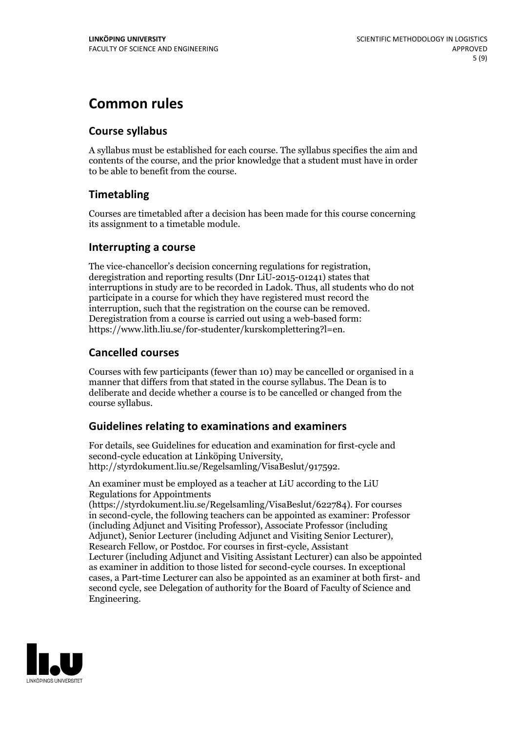# Common rules

## Course syllabus

A syllabus must be established for each course. The syllabus specifies the aim and contents of the course, and the prior knowledge that a student must have in order to be able to benefit from the course.

## Timetabling

Courses are timetabled after a decision has been made for this course concerning its assignment to a timetable module.

## Interrupting a course

The vice-chancellor's decision concerning regulations for registration, deregistration and reporting results (Dnr LiU-2015-01241) states that interruptions in study are to be recorded in Ladok. Thus, all students who do not participate in a course for which they have registered must record the interruption, such that the registration on the course can be removed. Deregistration from a course is carried out using a web-based form: https://www.lith.liu.se/for-studenter/kurskomplettering?l=en.

## Cancelled courses

Courses with few participants (fewer than 10) may be cancelled or organised in a manner that differs from that stated in the course syllabus. The Dean is to deliberate and decide whether a course is to be cancelled or changed from the course syllabus.

## Guidelines relating to examinations and examiners

For details, see Guidelines for education and examination for first-cycle and second-cycle education at Linköping University, http://styrdokument.liu.se/Regelsamling/VisaBeslut/917592.

An examiner must be employed as a teacher at LiU according to the LiU Regulations for Appointments (https://styrdokument.liu.se/Regelsamling/VisaBeslut/622784). For courses in second-cycle, the following teachers can be appointed as examiner: Professor (including Adjunct and Visiting Professor), Associate Professor (including Adjunct), Senior Lecturer (including Adjunct and Visiting Senior Lecturer), Research Fellow, or Postdoc. For courses in first-cycle, Assistant Lecturer (including Adjunct and Visiting Assistant Lecturer) can also be appointed as examiner in addition to those listed for second-cycle courses. In exceptional cases, a Part-time Lecturer can also be appointed as an examiner at both first- and second cycle, see Delegation of authority for the Board of Faculty of Science and Engineering.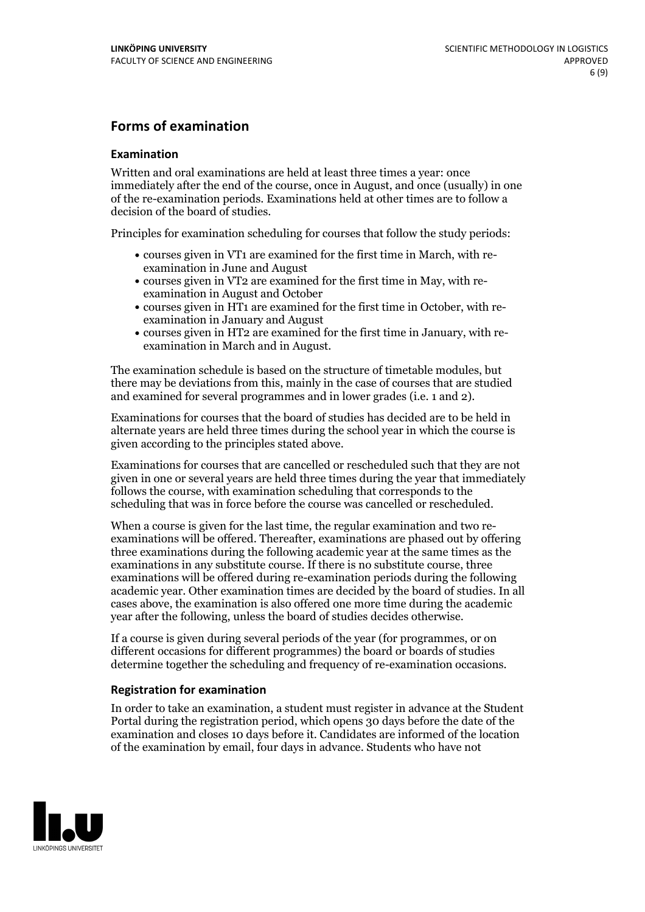## Forms of examination

### Examination

Written and oral examinations are held at least three times a year: once immediately after the end of the course, once in August, and once (usually) in one of the re-examination periods. Examinations held at other times are to follow a decision of the board of studies.

Principles for examination scheduling for courses that follow the study periods:

- courses given in VT1 are examined for the first time in March, with re-examination in June and August
- courses given in VT2 are examined for the first time in May, with re-examination in August and October
- courses given in HT1 are examined for the first time in October, with re-examination in January and August
- courses given in HT2 are examined for the first time in January, with re-examination in March and in August.

The examination schedule is based on the structure of timetable modules, but there may be deviations from this, mainly in the case of courses that are studied and examined for several programmes and in lower grades (i.e. 1 and 2).

Examinations for courses that the board of studies has decided are to be held in alternate years are held three times during the school year in which the course is given according to the principles stated above.

Examinations for courses that are cancelled or rescheduled such that they are not given in one or several years are held three times during the year that immediately follows the course, with examination scheduling that corresponds to the scheduling that was in force before the course was cancelled or rescheduled.

When a course is given for the last time, the regular examination and two re-examinations will be offered. Thereafter, examinations are phased out by offering three examinations during the following academic year at the same times as the examinations in any substitute course. If there is no substitute course, three examinations will be offered during re-examination periods during the following academic year. Other examination times are decided by the board of studies. In all cases above, the examination is also offered one more time during the academic year after the following, unless the board of studies decides otherwise.

If a course is given during several periods of the year (for programmes, or on different occasions for different programmes) the board or boards of studies determine together the scheduling and frequency of re-examination occasions.

### Registration for examination

In order to take an examination, a student must register in advance at the Student Portal during the registration period, which opens 30 days before the date of the examination and closes 10 days before it. Candidates are informed of the location of the examination by email, four days in advance. Students who have not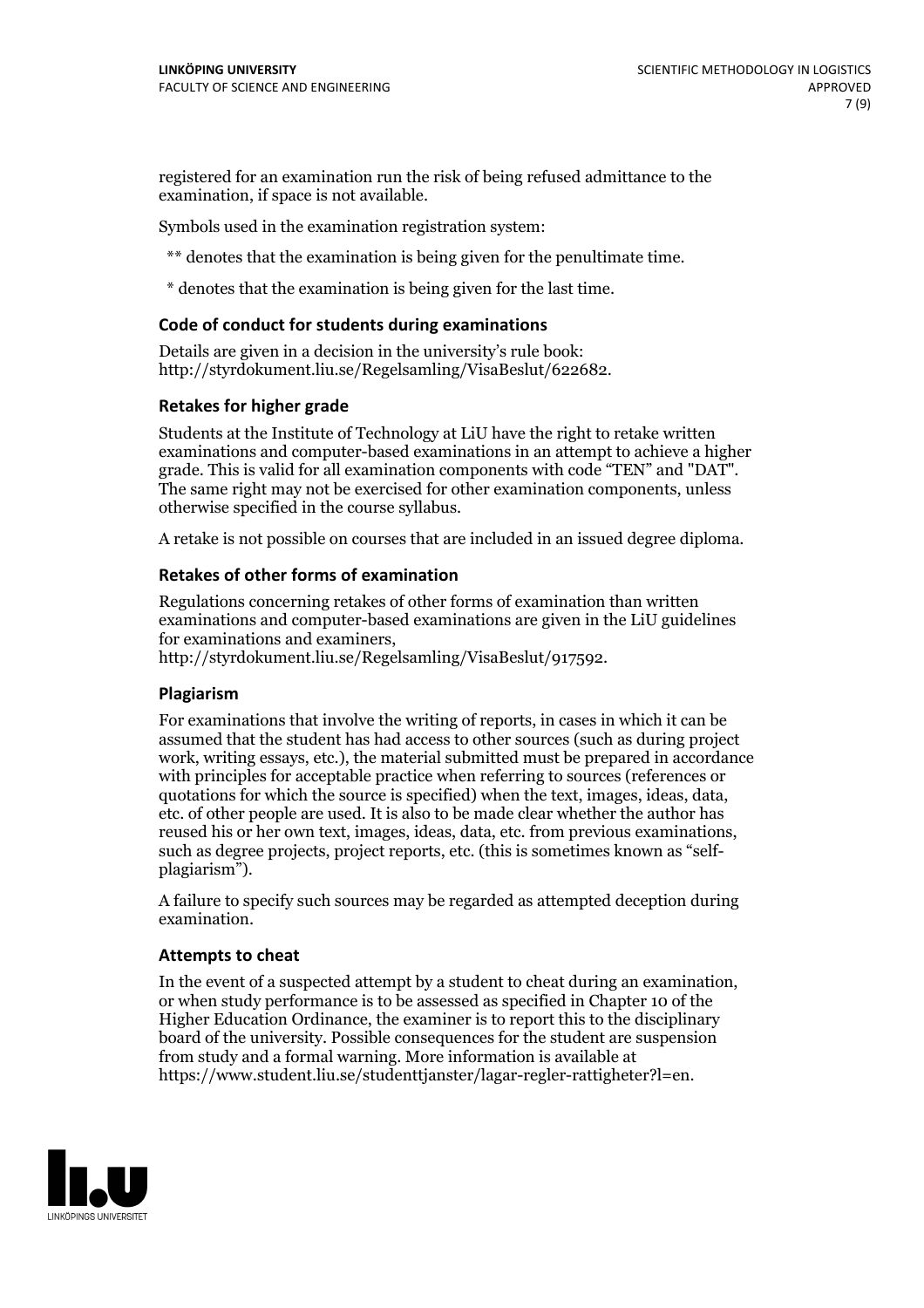registered for an examination run the risk of being refused admittance to the examination, if space is not available.

Symbols used in the examination registration system:

** denotes that the examination is being given for the penultimate time.

* denotes that the examination is being given for the last time.

### Code of conduct for students during examinations

Details are given in a decision in the university's rule book: http://styrdokument.liu.se/Regelsamling/VisaBeslut/622682.

### Retakes for higher grade

Students at the Institute of Technology at LiU have the right to retake written examinations and computer-based examinations in an attempt to achieve a higher grade. This is valid for all examination components with code "TEN" and "DAT". The same right may not be exercised for other examination components, unless otherwise specified in the course syllabus.

A retake is not possible on courses that are included in an issued degree diploma.

### Retakes of other forms of examination

Regulations concerning retakes of other forms of examination than written examinations and computer-based examinations are given in the LiU guidelines for examinations and examiners, http://styrdokument.liu.se/Regelsamling/VisaBeslut/917592.

### Plagiarism

For examinations that involve the writing of reports, in cases in which it can be assumed that the student has had access to other sources (such as during project work, writing essays, etc.), the material submitted must be prepared in accordance with principles for acceptable practice when referring to sources (references or quotations for which the source is specified) when the text, images, ideas, data, etc. of other people are used. It is also to be made clear whether the author has reused his or her own text, images, ideas, data, etc. from previous examinations, such as degree projects, project reports, etc. (this is sometimes known as "self-plagiarism").

A failure to specify such sources may be regarded as attempted deception during examination.

### Attempts to cheat

In the event of a suspected attempt by a student to cheat during an examination, or when study performance is to be assessed as specified in Chapter 10 of the Higher Education Ordinance, the examiner is to report this to the disciplinary board of the university. Possible consequences for the student are suspension from study and a formal warning. More information is available at https://www.student.liu.se/studenttjanster/lagar-regler-rattigheter?l=en.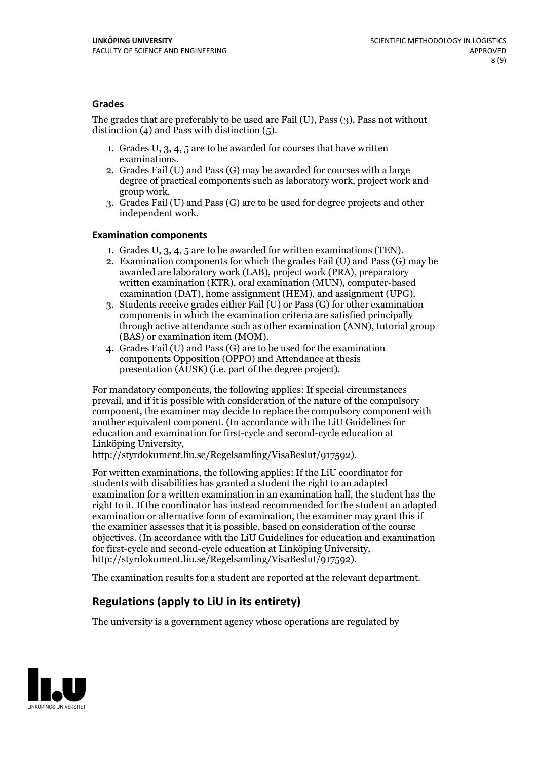### Grades

The grades that are preferably to be used are Fail (U), Pass (3), Pass not without distinction (4) and Pass with distinction (5).

1. Grades U, 3, 4, 5 are to be awarded for courses that have written examinations.
2. Grades Fail (U) and Pass (G) may be awarded for courses with a large degree of practical components such as laboratory work, project work and group work.
3. Grades Fail (U) and Pass (G) are to be used for degree projects and other independent work.

### Examination components

1. Grades U, 3, 4, 5 are to be awarded for written examinations (TEN).
2. Examination components for which the grades Fail (U) and Pass (G) may be awarded are laboratory work (LAB), project work (PRA), preparatory written examination (KTR), oral examination (MUN), computer-based examination (DAT), home assignment (HEM), and assignment (UPG).
3. Students receive grades either Fail (U) or Pass (G) for other examination components in which the examination criteria are satisfied principally through active attendance such as other examination (ANN), tutorial group (BAS) or examination item (MOM).
4. Grades Fail (U) and Pass (G) are to be used for the examination components Opposition (OPPO) and Attendance at thesis presentation (AUSK) (i.e. part of the degree project).

For mandatory components, the following applies: If special circumstances prevail, and if it is possible with consideration of the nature of the compulsory component, the examiner may decide to replace the compulsory component with another equivalent component. (In accordance with the LiU Guidelines for education and examination for first-cycle and second-cycle education at Linköping University, http://styrdokument.liu.se/Regelsamling/VisaBeslut/917592).

For written examinations, the following applies: If the LiU coordinator for students with disabilities has granted a student the right to an adapted examination for a written examination in an examination hall, the student has the right to it. If the coordinator has instead recommended for the student an adapted examination or alternative form of examination, the examiner may grant this if the examiner assesses that it is possible, based on consideration of the course objectives. (In accordance with the LiU Guidelines for education and examination for first-cycle and second-cycle education at Linköping University, http://styrdokument.liu.se/Regelsamling/VisaBeslut/917592).

The examination results for a student are reported at the relevant department.

## Regulations (apply to LiU in its entirety)

The university is a government agency whose operations are regulated by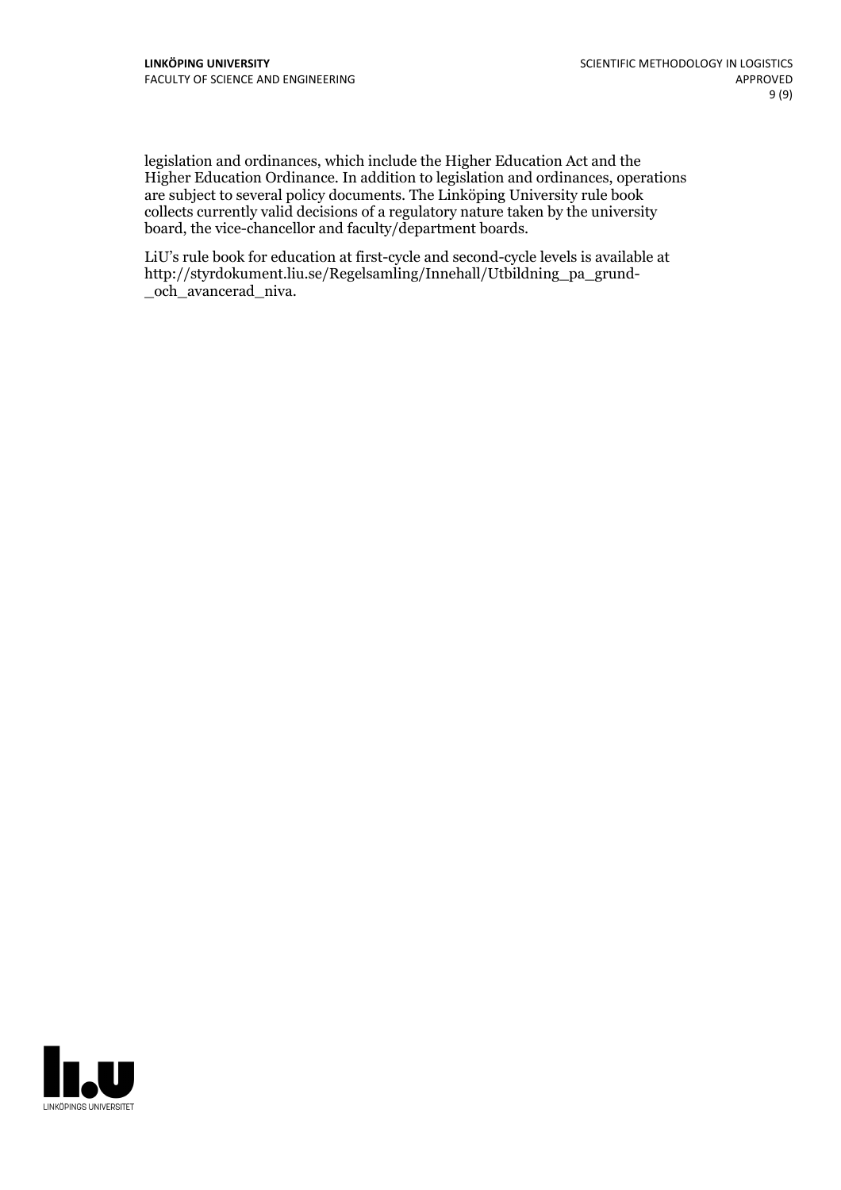legislation and ordinances, which include the Higher Education Act and the Higher Education Ordinance. In addition to legislation and ordinances, operations are subject to several policy documents. The Linköping University rule book collects currently valid decisions of a regulatory nature taken by the university board, the vice-chancellor and faculty/department boards.

LiU's rule book for education at first-cycle and second-cycle levels is available at http://styrdokument.liu.se/Regelsamling/Innehall/Utbildning_pa_grund-_och_avancerad_niva.